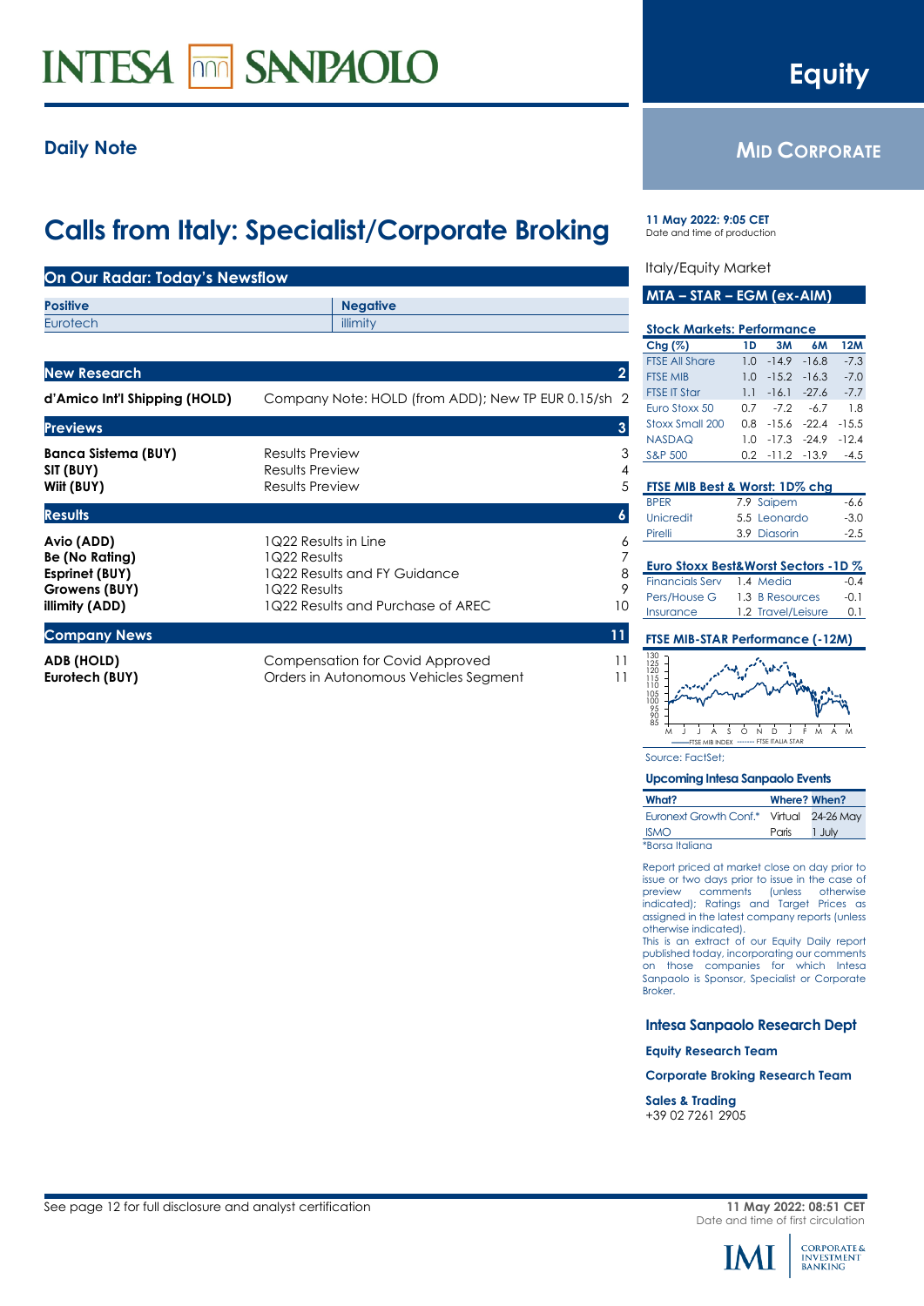# Calls from Italy: Specialist/Corporate Broking

**Daily Note**

**Equity**

**MID CORPORATE**

**11 May 2022: 9:05 CET**
Date and time of production

Italy/Equity Market

**MTA – STAR – EGM (ex-AIM)**

## On Our Radar: Today's Newsflow

| Positive | Negative |
|---|---|
| Eurotech | illimity |

## New Research — 2

| | | |
|---|---|---|
| **d'Amico Int'l Shipping (HOLD)** | Company Note: HOLD (from ADD); New TP EUR 0.15/sh | 2 |

## Previews — 3

| | | |
|---|---|---|
| **Banca Sistema (BUY)** | Results Preview | 3 |
| **SIT (BUY)** | Results Preview | 4 |
| **Wiit (BUY)** | Results Preview | 5 |

## Results — 6

| | | |
|---|---|---|
| **Avio (ADD)** | 1Q22 Results in Line | 6 |
| **Be (No Rating)** | 1Q22 Results | 7 |
| **Esprinet (BUY)** | 1Q22 Results and FY Guidance | 8 |
| **Growens (BUY)** | 1Q22 Results | 9 |
| **illimity (ADD)** | 1Q22 Results and Purchase of AREC | 10 |

## Company News — 11

| | | |
|---|---|---|
| **ADB (HOLD)** | Compensation for Covid Approved | 11 |
| **Eurotech (BUY)** | Orders in Autonomous Vehicles Segment | 11 |

### Stock Markets: Performance

| Chg (%) | 1D | 3M | 6M | 12M |
|---|---|---|---|---|
| FTSE All Share | 1.0 | -14.9 | -16.8 | -7.3 |
| FTSE MIB | 1.0 | -15.2 | -16.3 | -7.0 |
| FTSE IT Star | 1.1 | -16.1 | -27.6 | -7.7 |
| Euro Stoxx 50 | 0.7 | -7.2 | -6.7 | 1.8 |
| Stoxx Small 200 | 0.8 | -15.6 | -22.4 | -15.5 |
| NASDAQ | 1.0 | -17.3 | -24.9 | -12.4 |
| S&P 500 | 0.2 | -11.2 | -13.9 | -4.5 |

### FTSE MIB Best & Worst: 1D% chg

| | | | |
|---|---|---|---|
| BPER | 7.9 | Saipem | -6.6 |
| Unicredit | 5.5 | Leonardo | -3.0 |
| Pirelli | 3.9 | Diasorin | -2.5 |

### Euro Stoxx Best&Worst Sectors -1D %

| | | | |
|---|---|---|---|
| Financials Serv | 1.4 | Media | -0.4 |
| Pers/House G | 1.3 | B Resources | -0.1 |
| Insurance | 1.2 | Travel/Leisure | 0.1 |

### FTSE MIB-STAR Performance (-12M)

FTSE MIB INDEX ------- FTSE ITALIA STAR

Source: FactSet;

### Upcoming Intesa Sanpaolo Events

| What? | Where? | When? |
|---|---|---|
| Euronext Growth Conf.* | Virtual | 24-26 May |
| ISMO | Paris | 1 July |

*Borsa Italiana

Report priced at market close on day prior to issue or two days prior to issue in the case of preview comments (unless otherwise indicated); Ratings and Target Prices as assigned in the latest company reports (unless otherwise indicated).
This is an extract of our Equity Daily report published today, incorporating our comments on those companies for which Intesa Sanpaolo is Sponsor, Specialist or Corporate Broker.

**Intesa Sanpaolo Research Dept**

**Equity Research Team**

**Corporate Broking Research Team**

**Sales & Trading**
+39 02 7261 2905

See page 12 for full disclosure and analyst certification

**11 May 2022: 08:51 CET**
Date and time of first circulation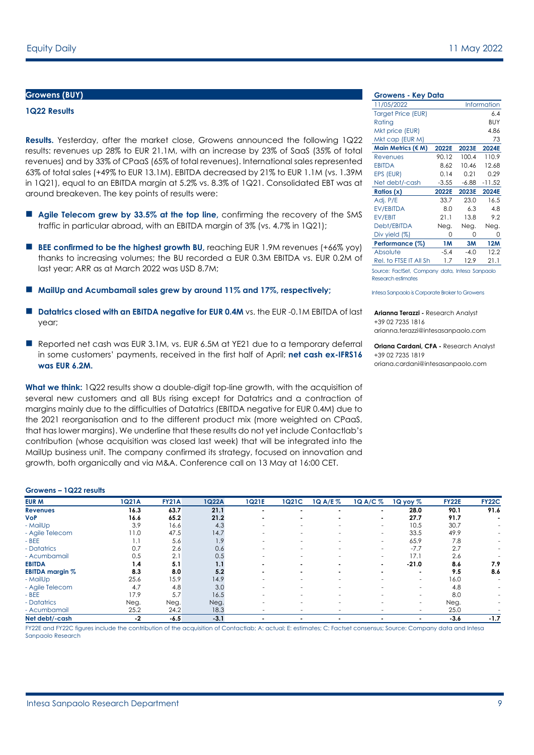## Growens (BUY)

### 1Q22 Results

**Results.** Yesterday, after the market close, Growens announced the following 1Q22 results: revenues up 28% to EUR 21.1M, with an increase by 23% of SaaS (35% of total revenues) and by 33% of CPaaS (65% of total revenues). International sales represented 63% of total sales (+49% to EUR 13.1M). EBITDA decreased by 21% to EUR 1.1M (vs. 1.39M in 1Q21), equal to an EBITDA margin at 5.2% vs. 8.3% of 1Q21. Consolidated EBT was at around breakeven. The key points of results were:

- **Agile Telecom grew by 33.5% at the top line,** confirming the recovery of the SMS traffic in particular abroad, with an EBITDA margin of 3% (vs. 4.7% in 1Q21);
- **BEE confirmed to be the highest growth BU,** reaching EUR 1.9M revenues (+66% yoy) thanks to increasing volumes; the BU recorded a EUR 0.3M EBITDA vs. EUR 0.2M of last year; ARR as at March 2022 was USD 8.7M;
- **MailUp and Acumbamail sales grew by around 11% and 17%, respectively;**
- **Datatrics closed with an EBITDA negative for EUR 0.4M** vs. the EUR -0.1M EBITDA of last year;
- Reported net cash was EUR 3.1M, vs. EUR 6.5M at YE21 due to a temporary deferral in some customers' payments, received in the first half of April; **net cash ex-IFRS16 was EUR 6.2M.**

**What we think:** 1Q22 results show a double-digit top-line growth, with the acquisition of several new customers and all BUs rising except for Datatrics and a contraction of margins mainly due to the difficulties of Datatrics (EBITDA negative for EUR 0.4M) due to the 2021 reorganisation and to the different product mix (more weighted on CPaaS, that has lower margins). We underline that these results do not yet include Contactlab's contribution (whose acquisition was closed last week) that will be integrated into the MailUp business unit. The company confirmed its strategy, focused on innovation and growth, both organically and via M&A. Conference call on 13 May at 16:00 CET.

**Growens - Key Data**

| 11/05/2022 | | | Information |
|---|---|---|---|
| Target Price (EUR) | | | 6.4 |
| Rating | | | BUY |
| Mkt price (EUR) | | | 4.86 |
| Mkt cap (EUR M) | | | 73 |
| **Main Metrics (€ M)** | **2022E** | **2023E** | **2024E** |
| Revenues | 90.12 | 100.4 | 110.9 |
| EBITDA | 8.62 | 10.46 | 12.68 |
| EPS (EUR) | 0.14 | 0.21 | 0.29 |
| Net debt/-cash | -3.55 | -6.88 | -11.52 |
| **Ratios (x)** | **2022E** | **2023E** | **2024E** |
| Adj. P/E | 33.7 | 23.0 | 16.5 |
| EV/EBITDA | 8.0 | 6.3 | 4.8 |
| EV/EBIT | 21.1 | 13.8 | 9.2 |
| Debt/EBITDA | Neg. | Neg. | Neg. |
| Div yield (%) | 0 | 0 | 0 |
| **Performance (%)** | **1M** | **3M** | **12M** |
| Absolute | -5.4 | -4.0 | 12.2 |
| Rel. to FTSE IT All Sh | 1.7 | 12.9 | 21.1 |

Source: FactSet, Company data, Intesa Sanpaolo Research estimates

Intesa Sanpaolo is Corporate Broker to Growens

**Arianna Terazzi -** Research Analyst
+39 02 7235 1816
arianna.terazzi@intesasanpaolo.com

**Oriana Cardani, CFA -** Research Analyst
+39 02 7235 1819
oriana.cardani@intesasanpaolo.com

**Growens – 1Q22 results**

| EUR M | 1Q21A | FY21A | 1Q22A | 1Q21E | 1Q21C | 1Q A/E % | 1Q A/C % | 1Q yoy % | FY22E | FY22C |
|---|---|---|---|---|---|---|---|---|---|---|
| **Revenues** | **16.3** | **63.7** | **21.1** | **-** | **-** | **-** | **-** | **28.0** | **90.1** | **91.6** |
| **VoP** | **16.6** | **65.2** | **21.2** | **-** | **-** | **-** | **-** | **27.7** | **91.7** | **-** |
| - MailUp | 3.9 | 16.6 | 4.3 | - | - | - | - | 10.5 | 30.7 | - |
| - Agile Telecom | 11.0 | 47.5 | 14.7 | - | - | - | - | 33.5 | 49.9 | - |
| - BEE | 1.1 | 5.6 | 1.9 | - | - | - | - | 65.9 | 7.8 | - |
| - Datatrics | 0.7 | 2.6 | 0.6 | - | - | - | - | -7.7 | 2.7 | - |
| - Acumbamail | 0.5 | 2.1 | 0.5 | - | - | - | - | 17.1 | 2.6 | - |
| **EBITDA** | **1.4** | **5.1** | **1.1** | **-** | **-** | **-** | **-** | **-21.0** | **8.6** | **7.9** |
| **EBITDA margin %** | **8.3** | **8.0** | **5.2** | **-** | **-** | **-** | **-** | **-** | **9.5** | **8.6** |
| - MailUp | 25.6 | 15.9 | 14.9 | - | - | - | - | - | 16.0 | - |
| - Agile Telecom | 4.7 | 4.8 | 3.0 | - | - | - | - | - | 4.8 | - |
| - BEE | 17.9 | 5.7 | 16.5 | - | - | - | - | - | 8.0 | - |
| - Datatrics | Neg. | Neg. | Neg. | - | - | - | - | - | Neg. | - |
| - Acumbamail | 25.2 | 24.2 | 18.3 | - | - | - | - | - | 25.0 | - |
| **Net debt/-cash** | **-2** | **-6.5** | **-3.1** | **-** | **-** | **-** | **-** | **-** | **-3.6** | **-1.7** |

FY22E and FY22C figures include the contribution of the acquisition of Contactlab; A: actual; E: estimates; C: Factset consensus; Source: Company data and Intesa Sanpaolo Research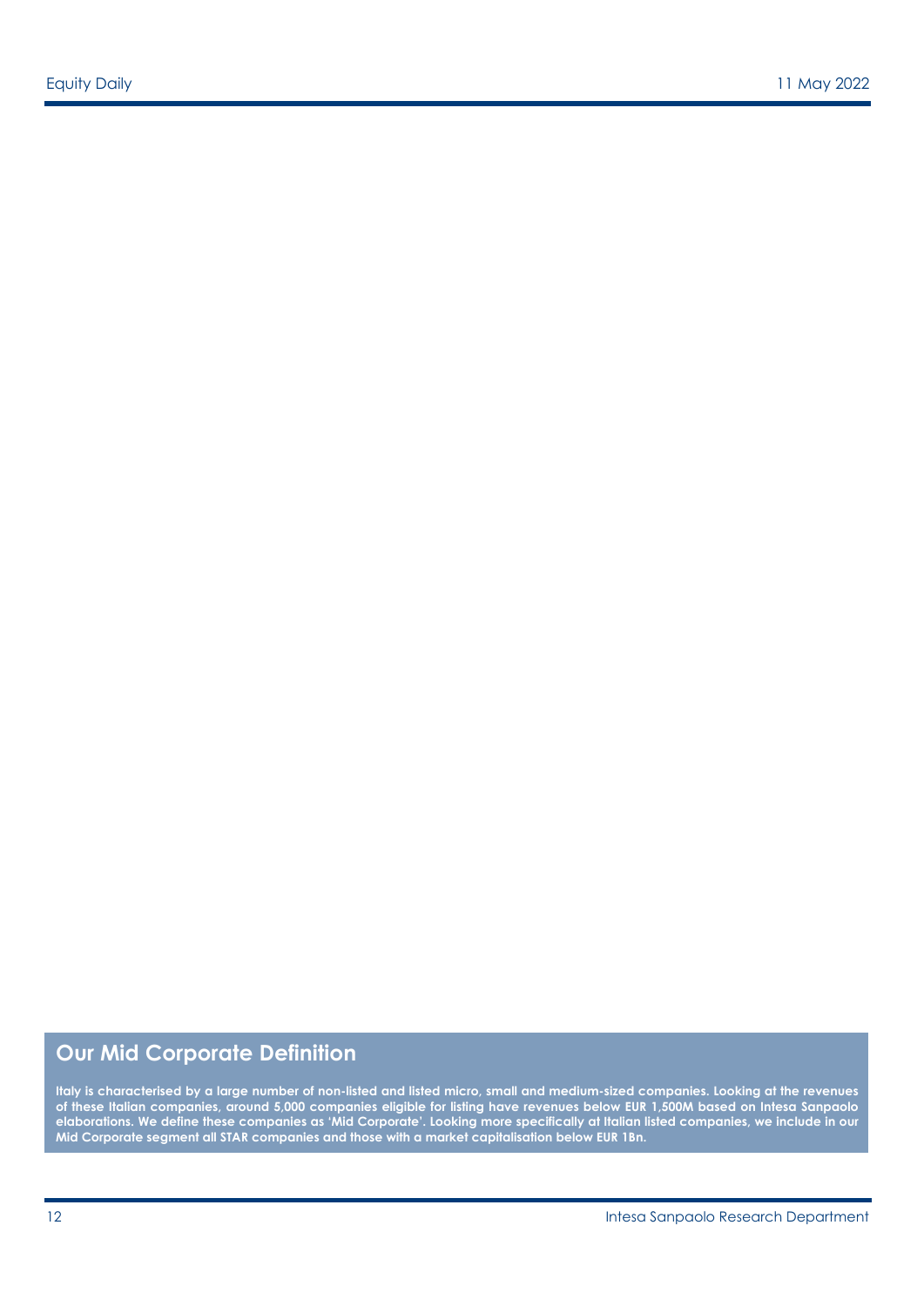## Our Mid Corporate Definition

**Italy is characterised by a large number of non-listed and listed micro, small and medium-sized companies. Looking at the revenues of these Italian companies, around 5,000 companies eligible for listing have revenues below EUR 1,500M based on Intesa Sanpaolo elaborations. We define these companies as 'Mid Corporate'. Looking more specifically at Italian listed companies, we include in our Mid Corporate segment all STAR companies and those with a market capitalisation below EUR 1Bn.**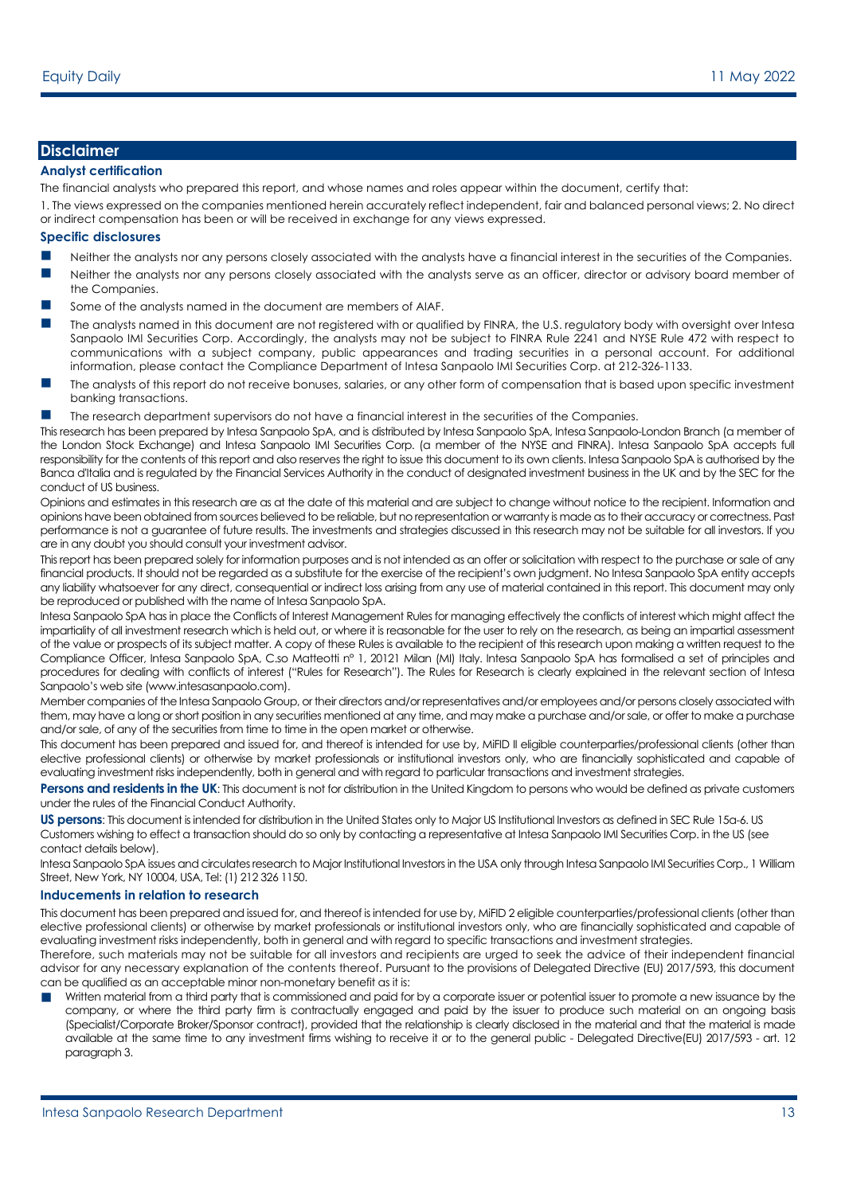## Disclaimer

### Analyst certification

The financial analysts who prepared this report, and whose names and roles appear within the document, certify that:

1. The views expressed on the companies mentioned herein accurately reflect independent, fair and balanced personal views; 2. No direct or indirect compensation has been or will be received in exchange for any views expressed.

### Specific disclosures

- Neither the analysts nor any persons closely associated with the analysts have a financial interest in the securities of the Companies.
- Neither the analysts nor any persons closely associated with the analysts serve as an officer, director or advisory board member of the Companies.
- Some of the analysts named in the document are members of AIAF.
- The analysts named in this document are not registered with or qualified by FINRA, the U.S. regulatory body with oversight over Intesa Sanpaolo IMI Securities Corp. Accordingly, the analysts may not be subject to FINRA Rule 2241 and NYSE Rule 472 with respect to communications with a subject company, public appearances and trading securities in a personal account. For additional information, please contact the Compliance Department of Intesa Sanpaolo IMI Securities Corp. at 212-326-1133.
- The analysts of this report do not receive bonuses, salaries, or any other form of compensation that is based upon specific investment banking transactions.
- The research department supervisors do not have a financial interest in the securities of the Companies.

This research has been prepared by Intesa Sanpaolo SpA, and is distributed by Intesa Sanpaolo SpA, Intesa Sanpaolo-London Branch (a member of the London Stock Exchange) and Intesa Sanpaolo IMI Securities Corp. (a member of the NYSE and FINRA). Intesa Sanpaolo SpA accepts full responsibility for the contents of this report and also reserves the right to issue this document to its own clients. Intesa Sanpaolo SpA is authorised by the Banca d'Italia and is regulated by the Financial Services Authority in the conduct of designated investment business in the UK and by the SEC for the conduct of US business.

Opinions and estimates in this research are as at the date of this material and are subject to change without notice to the recipient. Information and opinions have been obtained from sources believed to be reliable, but no representation or warranty is made as to their accuracy or correctness. Past performance is not a guarantee of future results. The investments and strategies discussed in this research may not be suitable for all investors. If you are in any doubt you should consult your investment advisor.

This report has been prepared solely for information purposes and is not intended as an offer or solicitation with respect to the purchase or sale of any financial products. It should not be regarded as a substitute for the exercise of the recipient's own judgment. No Intesa Sanpaolo SpA entity accepts any liability whatsoever for any direct, consequential or indirect loss arising from any use of material contained in this report. This document may only be reproduced or published with the name of Intesa Sanpaolo SpA.

Intesa Sanpaolo SpA has in place the Conflicts of Interest Management Rules for managing effectively the conflicts of interest which might affect the impartiality of all investment research which is held out, or where it is reasonable for the user to rely on the research, as being an impartial assessment of the value or prospects of its subject matter. A copy of these Rules is available to the recipient of this research upon making a written request to the Compliance Officer, Intesa Sanpaolo SpA, C.so Matteotti n° 1, 20121 Milan (MI) Italy. Intesa Sanpaolo SpA has formalised a set of principles and procedures for dealing with conflicts of interest ("Rules for Research"). The Rules for Research is clearly explained in the relevant section of Intesa Sanpaolo's web site (www.intesasanpaolo.com).

Member companies of the Intesa Sanpaolo Group, or their directors and/or representatives and/or employees and/or persons closely associated with them, may have a long or short position in any securities mentioned at any time, and may make a purchase and/or sale, or offer to make a purchase and/or sale, of any of the securities from time to time in the open market or otherwise.

This document has been prepared and issued for, and thereof is intended for use by, MiFID II eligible counterparties/professional clients (other than elective professional clients) or otherwise by market professionals or institutional investors only, who are financially sophisticated and capable of evaluating investment risks independently, both in general and with regard to particular transactions and investment strategies.

**Persons and residents in the UK**: This document is not for distribution in the United Kingdom to persons who would be defined as private customers under the rules of the Financial Conduct Authority.

**US persons**: This document is intended for distribution in the United States only to Major US Institutional Investors as defined in SEC Rule 15a-6. US Customers wishing to effect a transaction should do so only by contacting a representative at Intesa Sanpaolo IMI Securities Corp. in the US (see contact details below).

Intesa Sanpaolo SpA issues and circulates research to Major Institutional Investors in the USA only through Intesa Sanpaolo IMI Securities Corp., 1 William Street, New York, NY 10004, USA, Tel: (1) 212 326 1150.

### Inducements in relation to research

This document has been prepared and issued for, and thereof is intended for use by, MiFID 2 eligible counterparties/professional clients (other than elective professional clients) or otherwise by market professionals or institutional investors only, who are financially sophisticated and capable of evaluating investment risks independently, both in general and with regard to specific transactions and investment strategies.

Therefore, such materials may not be suitable for all investors and recipients are urged to seek the advice of their independent financial advisor for any necessary explanation of the contents thereof. Pursuant to the provisions of Delegated Directive (EU) 2017/593, this document can be qualified as an acceptable minor non-monetary benefit as it is:

- Written material from a third party that is commissioned and paid for by a corporate issuer or potential issuer to promote a new issuance by the company, or where the third party firm is contractually engaged and paid by the issuer to produce such material on an ongoing basis (Specialist/Corporate Broker/Sponsor contract), provided that the relationship is clearly disclosed in the material and that the material is made available at the same time to any investment firms wishing to receive it or to the general public - Delegated Directive(EU) 2017/593 - art. 12 paragraph 3.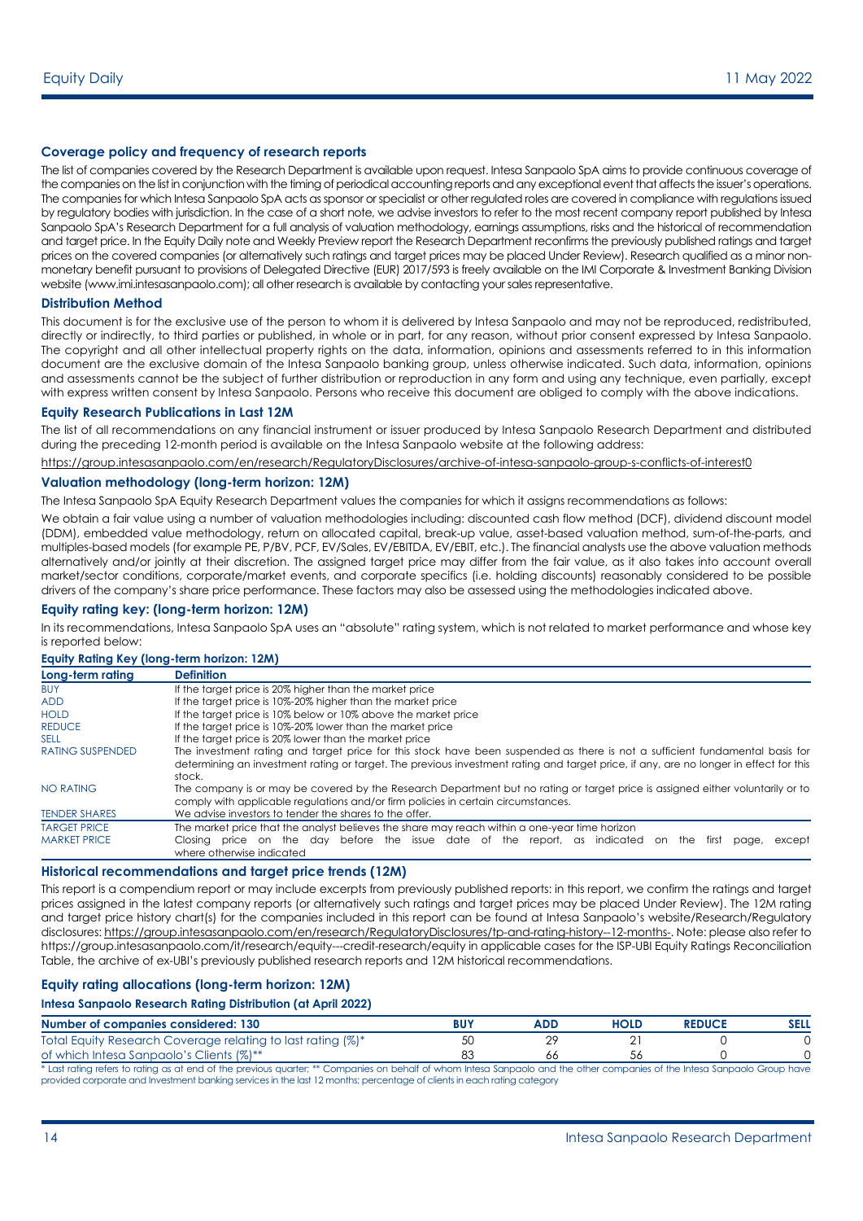## Coverage policy and frequency of research reports

The list of companies covered by the Research Department is available upon request. Intesa Sanpaolo SpA aims to provide continuous coverage of the companies on the list in conjunction with the timing of periodical accounting reports and any exceptional event that affects the issuer's operations. The companies for which Intesa Sanpaolo SpA acts as sponsor or specialist or other regulated roles are covered in compliance with regulations issued by regulatory bodies with jurisdiction. In the case of a short note, we advise investors to refer to the most recent company report published by Intesa Sanpaolo SpA's Research Department for a full analysis of valuation methodology, earnings assumptions, risks and the historical of recommendation and target price. In the Equity Daily note and Weekly Preview report the Research Department reconfirms the previously published ratings and target prices on the covered companies (or alternatively such ratings and target prices may be placed Under Review). Research qualified as a minor non-monetary benefit pursuant to provisions of Delegated Directive (EUR) 2017/593 is freely available on the IMI Corporate & Investment Banking Division website (www.imi.intesasanpaolo.com); all other research is available by contacting your sales representative.

## Distribution Method

This document is for the exclusive use of the person to whom it is delivered by Intesa Sanpaolo and may not be reproduced, redistributed, directly or indirectly, to third parties or published, in whole or in part, for any reason, without prior consent expressed by Intesa Sanpaolo. The copyright and all other intellectual property rights on the data, information, opinions and assessments referred to in this information document are the exclusive domain of the Intesa Sanpaolo banking group, unless otherwise indicated. Such data, information, opinions and assessments cannot be the subject of further distribution or reproduction in any form and using any technique, even partially, except with express written consent by Intesa Sanpaolo. Persons who receive this document are obliged to comply with the above indications.

## Equity Research Publications in Last 12M

The list of all recommendations on any financial instrument or issuer produced by Intesa Sanpaolo Research Department and distributed during the preceding 12-month period is available on the Intesa Sanpaolo website at the following address:

https://group.intesasanpaolo.com/en/research/RegulatoryDisclosures/archive-of-intesa-sanpaolo-group-s-conflicts-of-interest0

## Valuation methodology (long-term horizon: 12M)

The Intesa Sanpaolo SpA Equity Research Department values the companies for which it assigns recommendations as follows:

We obtain a fair value using a number of valuation methodologies including: discounted cash flow method (DCF), dividend discount model (DDM), embedded value methodology, return on allocated capital, break-up value, asset-based valuation method, sum-of-the-parts, and multiples-based models (for example PE, P/BV, PCF, EV/Sales, EV/EBITDA, EV/EBIT, etc.). The financial analysts use the above valuation methods alternatively and/or jointly at their discretion. The assigned target price may differ from the fair value, as it also takes into account overall market/sector conditions, corporate/market events, and corporate specifics (i.e. holding discounts) reasonably considered to be possible drivers of the company's share price performance. These factors may also be assessed using the methodologies indicated above.

## Equity rating key: (long-term horizon: 12M)

In its recommendations, Intesa Sanpaolo SpA uses an "absolute" rating system, which is not related to market performance and whose key is reported below:

**Equity Rating Key (long-term horizon: 12M)**

| Long-term rating | Definition |
|---|---|
| BUY | If the target price is 20% higher than the market price |
| ADD | If the target price is 10%-20% higher than the market price |
| HOLD | If the target price is 10% below or 10% above the market price |
| REDUCE | If the target price is 10%-20% lower than the market price |
| SELL | If the target price is 20% lower than the market price |
| RATING SUSPENDED | The investment rating and target price for this stock have been suspended as there is not a sufficient fundamental basis for determining an investment rating or target. The previous investment rating and target price, if any, are no longer in effect for this stock. |
| NO RATING | The company is or may be covered by the Research Department but no rating or target price is assigned either voluntarily or to comply with applicable regulations and/or firm policies in certain circumstances. |
| TENDER SHARES | We advise investors to tender the shares to the offer. |
| TARGET PRICE | The market price that the analyst believes the share may reach within a one-year time horizon |
| MARKET PRICE | Closing price on the day before the issue date of the report, as indicated on the first page, except where otherwise indicated |

## Historical recommendations and target price trends (12M)

This report is a compendium report or may include excerpts from previously published reports: in this report, we confirm the ratings and target prices assigned in the latest company reports (or alternatively such ratings and target prices may be placed Under Review). The 12M rating and target price history chart(s) for the companies included in this report can be found at Intesa Sanpaolo's website/Research/Regulatory disclosures: https://group.intesasanpaolo.com/en/research/RegulatoryDisclosures/tp-and-rating-history--12-months-. Note: please also refer to https://group.intesasanpaolo.com/it/research/equity---credit-research/equity in applicable cases for the ISP-UBI Equity Ratings Reconciliation Table, the archive of ex-UBI's previously published research reports and 12M historical recommendations.

## Equity rating allocations (long-term horizon: 12M)

**Intesa Sanpaolo Research Rating Distribution (at April 2022)**

| Number of companies considered: 130 | BUY | ADD | HOLD | REDUCE | SELL |
|---|---|---|---|---|---|
| Total Equity Research Coverage relating to last rating (%)* | 50 | 29 | 21 | 0 | 0 |
| of which Intesa Sanpaolo's Clients (%)** | 83 | 66 | 56 | 0 | 0 |

* Last rating refers to rating as at end of the previous quarter; ** Companies on behalf of whom Intesa Sanpaolo and the other companies of the Intesa Sanpaolo Group have provided corporate and Investment banking services in the last 12 months; percentage of clients in each rating category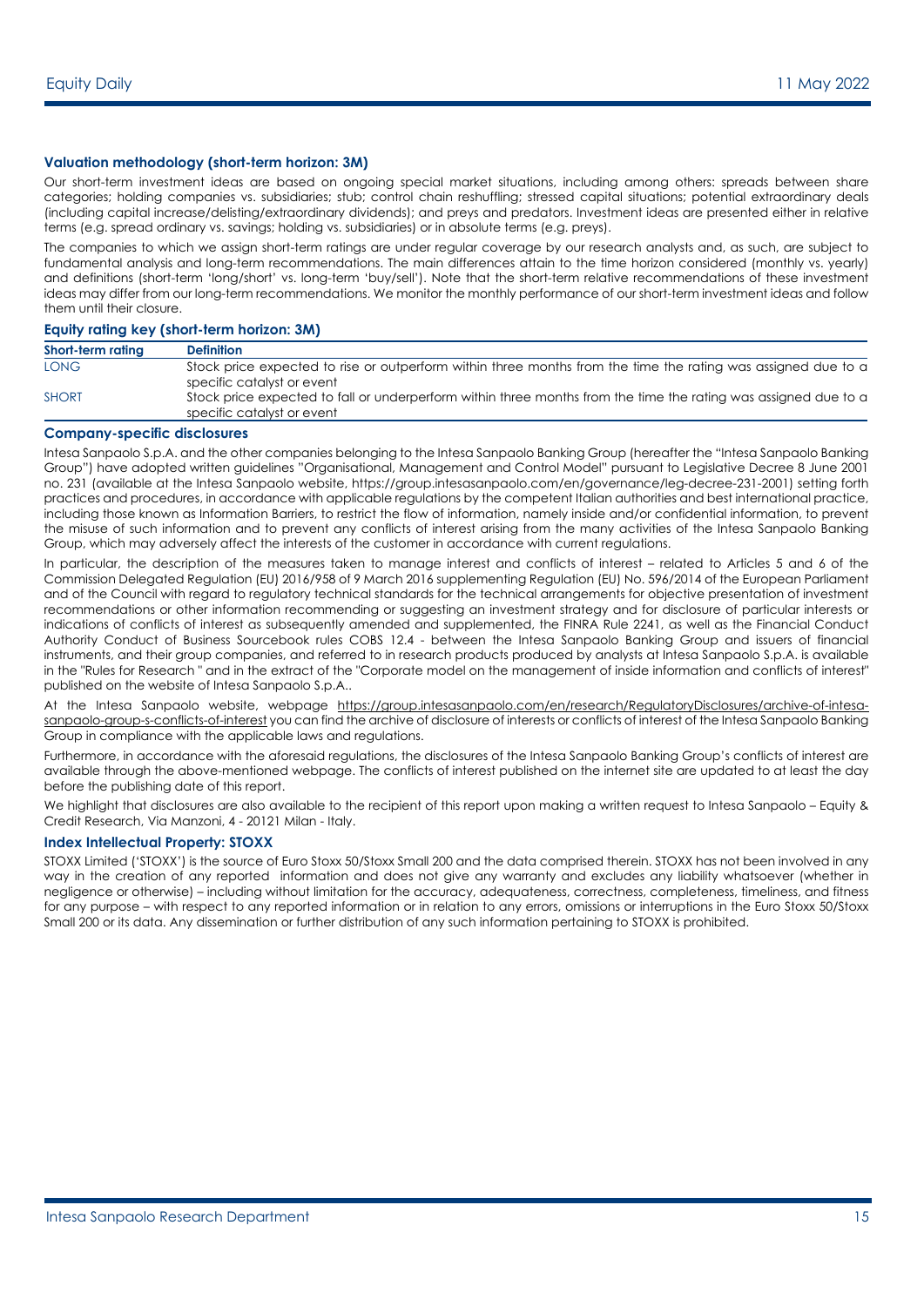### Valuation methodology (short-term horizon: 3M)

Our short-term investment ideas are based on ongoing special market situations, including among others: spreads between share categories; holding companies vs. subsidiaries; stub; control chain reshuffling; stressed capital situations; potential extraordinary deals (including capital increase/delisting/extraordinary dividends); and preys and predators. Investment ideas are presented either in relative terms (e.g. spread ordinary vs. savings; holding vs. subsidiaries) or in absolute terms (e.g. preys).

The companies to which we assign short-term ratings are under regular coverage by our research analysts and, as such, are subject to fundamental analysis and long-term recommendations. The main differences attain to the time horizon considered (monthly vs. yearly) and definitions (short-term 'long/short' vs. long-term 'buy/sell'). Note that the short-term relative recommendations of these investment ideas may differ from our long-term recommendations. We monitor the monthly performance of our short-term investment ideas and follow them until their closure.

### Equity rating key (short-term horizon: 3M)

| Short-term rating | Definition |
| --- | --- |
| LONG | Stock price expected to rise or outperform within three months from the time the rating was assigned due to a specific catalyst or event |
| SHORT | Stock price expected to fall or underperform within three months from the time the rating was assigned due to a specific catalyst or event |

### Company-specific disclosures

Intesa Sanpaolo S.p.A. and the other companies belonging to the Intesa Sanpaolo Banking Group (hereafter the "Intesa Sanpaolo Banking Group") have adopted written guidelines "Organisational, Management and Control Model" pursuant to Legislative Decree 8 June 2001 no. 231 (available at the Intesa Sanpaolo website, https://group.intesasanpaolo.com/en/governance/leg-decree-231-2001) setting forth practices and procedures, in accordance with applicable regulations by the competent Italian authorities and best international practice, including those known as Information Barriers, to restrict the flow of information, namely inside and/or confidential information, to prevent the misuse of such information and to prevent any conflicts of interest arising from the many activities of the Intesa Sanpaolo Banking Group, which may adversely affect the interests of the customer in accordance with current regulations.

In particular, the description of the measures taken to manage interest and conflicts of interest – related to Articles 5 and 6 of the Commission Delegated Regulation (EU) 2016/958 of 9 March 2016 supplementing Regulation (EU) No. 596/2014 of the European Parliament and of the Council with regard to regulatory technical standards for the technical arrangements for objective presentation of investment recommendations or other information recommending or suggesting an investment strategy and for disclosure of particular interests or indications of conflicts of interest as subsequently amended and supplemented, the FINRA Rule 2241, as well as the Financial Conduct Authority Conduct of Business Sourcebook rules COBS 12.4 - between the Intesa Sanpaolo Banking Group and issuers of financial instruments, and their group companies, and referred to in research products produced by analysts at Intesa Sanpaolo S.p.A. is available in the "Rules for Research " and in the extract of the "Corporate model on the management of inside information and conflicts of interest" published on the website of Intesa Sanpaolo S.p.A..

At the Intesa Sanpaolo website, webpage https://group.intesasanpaolo.com/en/research/RegulatoryDisclosures/archive-of-intesa-sanpaolo-group-s-conflicts-of-interest you can find the archive of disclosure of interests or conflicts of interest of the Intesa Sanpaolo Banking Group in compliance with the applicable laws and regulations.

Furthermore, in accordance with the aforesaid regulations, the disclosures of the Intesa Sanpaolo Banking Group's conflicts of interest are available through the above-mentioned webpage. The conflicts of interest published on the internet site are updated to at least the day before the publishing date of this report.

We highlight that disclosures are also available to the recipient of this report upon making a written request to Intesa Sanpaolo – Equity & Credit Research, Via Manzoni, 4 - 20121 Milan - Italy.

### Index Intellectual Property: STOXX

STOXX Limited ('STOXX') is the source of Euro Stoxx 50/Stoxx Small 200 and the data comprised therein. STOXX has not been involved in any way in the creation of any reported information and does not give any warranty and excludes any liability whatsoever (whether in negligence or otherwise) – including without limitation for the accuracy, adequateness, correctness, completeness, timeliness, and fitness for any purpose – with respect to any reported information or in relation to any errors, omissions or interruptions in the Euro Stoxx 50/Stoxx Small 200 or its data. Any dissemination or further distribution of any such information pertaining to STOXX is prohibited.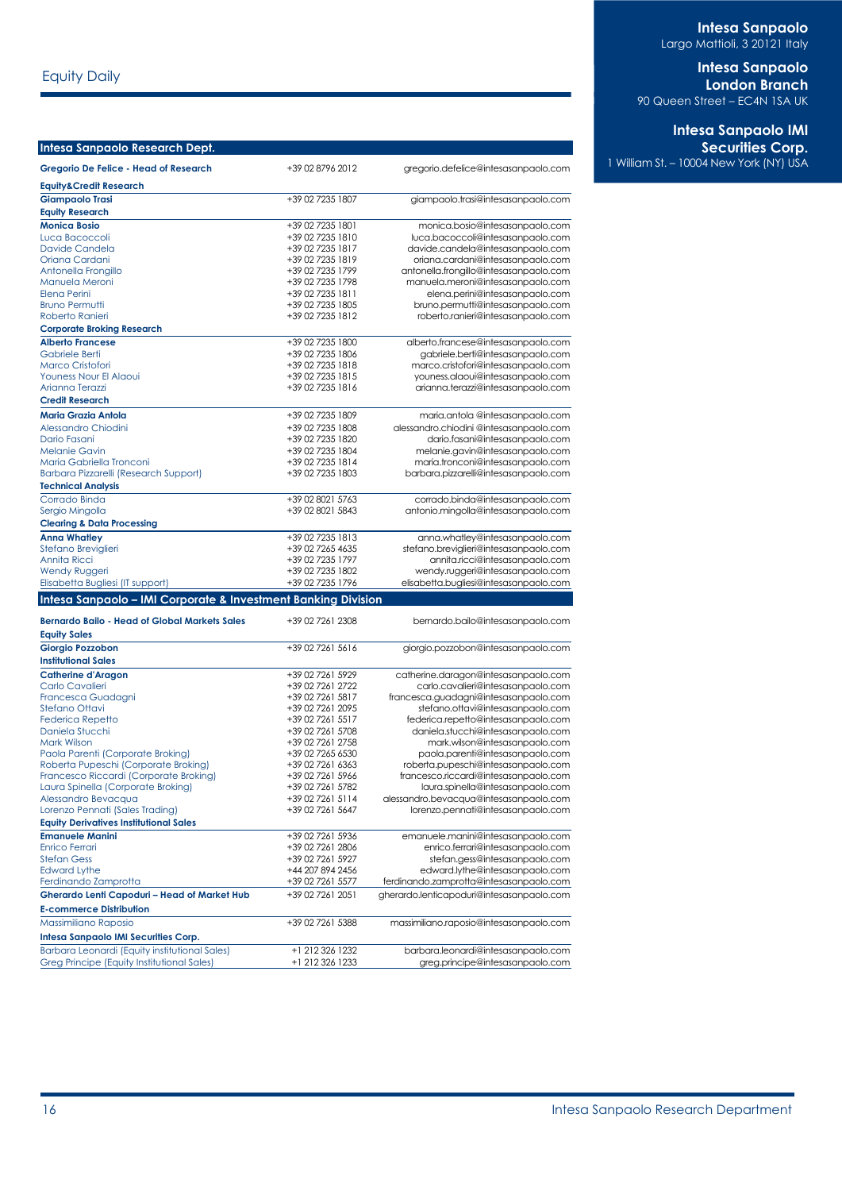**Intesa Sanpaolo**
Largo Mattioli, 3 20121 Italy

**Intesa Sanpaolo London Branch**
90 Queen Street – EC4N 1SA UK

**Intesa Sanpaolo IMI Securities Corp.**
1 William St. – 10004 New York (NY) USA

## Intesa Sanpaolo Research Dept.

| | | |
|---|---|---|
| **Gregorio De Felice - Head of Research** | +39 02 8796 2012 | gregorio.defelice@intesasanpaolo.com |
| **Equity&Credit Research** | | |
| **Giampaolo Trasi** | +39 02 7235 1807 | giampaolo.trasi@intesasanpaolo.com |
| **Equity Research** | | |
| **Monica Bosio** | +39 02 7235 1801 | monica.bosio@intesasanpaolo.com |
| Luca Bacoccoli | +39 02 7235 1810 | luca.bacoccoli@intesasanpaolo.com |
| Davide Candela | +39 02 7235 1817 | davide.candela@intesasanpaolo.com |
| Oriana Cardani | +39 02 7235 1819 | oriana.cardani@intesasanpaolo.com |
| Antonella Frongillo | +39 02 7235 1799 | antonella.frongillo@intesasanpaolo.com |
| Manuela Meroni | +39 02 7235 1798 | manuela.meroni@intesasanpaolo.com |
| Elena Perini | +39 02 7235 1811 | elena.perini@intesasanpaolo.com |
| Bruno Permutti | +39 02 7235 1805 | bruno.permutti@intesasanpaolo.com |
| Roberto Ranieri | +39 02 7235 1812 | roberto.ranieri@intesasanpaolo.com |
| **Corporate Broking Research** | | |
| **Alberto Francese** | +39 02 7235 1800 | alberto.francese@intesasanpaolo.com |
| Gabriele Berti | +39 02 7235 1806 | gabriele.berti@intesasanpaolo.com |
| Marco Cristofori | +39 02 7235 1818 | marco.cristofori@intesasanpaolo.com |
| Youness Nour El Alaoui | +39 02 7235 1815 | youness.alaoui@intesasanpaolo.com |
| Arianna Terazzi | +39 02 7235 1816 | arianna.terazzi@intesasanpaolo.com |
| **Credit Research** | | |
| **Maria Grazia Antola** | +39 02 7235 1809 | maria.antola @intesasanpaolo.com |
| Alessandro Chiodini | +39 02 7235 1808 | alessandro.chiodini @intesasanpaolo.com |
| Dario Fasani | +39 02 7235 1820 | dario.fasani@intesasanpaolo.com |
| Melanie Gavin | +39 02 7235 1804 | melanie.gavin@intesasanpaolo.com |
| Maria Gabriella Tronconi | +39 02 7235 1814 | maria.tronconi@intesasanpaolo.com |
| Barbara Pizzarelli (Research Support) | +39 02 7235 1803 | barbara.pizzarelli@intesasanpaolo.com |
| **Technical Analysis** | | |
| Corrado Binda | +39 02 8021 5763 | corrado.binda@intesasanpaolo.com |
| Sergio Mingolla | +39 02 8021 5843 | antonio.mingolla@intesasanpaolo.com |
| **Clearing & Data Processing** | | |
| **Anna Whatley** | +39 02 7235 1813 | anna.whatley@intesasanpaolo.com |
| Stefano Breviglieri | +39 02 7265 4635 | stefano.breviglieri@intesasanpaolo.com |
| Annita Ricci | +39 02 7235 1797 | annita.ricci@intesasanpaolo.com |
| Wendy Ruggeri | +39 02 7235 1802 | wendy.ruggeri@intesasanpaolo.com |
| Elisabetta Bugliesi (IT support) | +39 02 7235 1796 | elisabetta.bugliesi@intesasanpaolo.com |

## Intesa Sanpaolo – IMI Corporate & Investment Banking Division

| | | |
|---|---|---|
| **Bernardo Bailo - Head of Global Markets Sales** | +39 02 7261 2308 | bernardo.bailo@intesasanpaolo.com |
| **Equity Sales** | | |
| **Giorgio Pozzobon** | +39 02 7261 5616 | giorgio.pozzobon@intesasanpaolo.com |
| **Institutional Sales** | | |
| **Catherine d'Aragon** | +39 02 7261 5929 | catherine.daragon@intesasanpaolo.com |
| Carlo Cavalieri | +39 02 7261 2722 | carlo.cavalieri@intesasanpaolo.com |
| Francesca Guadagni | +39 02 7261 5817 | francesca.guadagni@intesasanpaolo.com |
| Stefano Ottavi | +39 02 7261 2095 | stefano.ottavi@intesasanpaolo.com |
| Federica Repetto | +39 02 7261 5517 | federica.repetto@intesasanpaolo.com |
| Daniela Stucchi | +39 02 7261 5708 | daniela.stucchi@intesasanpaolo.com |
| Mark Wilson | +39 02 7261 2758 | mark.wilson@intesasanpaolo.com |
| Paola Parenti (Corporate Broking) | +39 02 7265 6530 | paola.parenti@intesasanpaolo.com |
| Roberta Pupeschi (Corporate Broking) | +39 02 7261 6363 | roberta.pupeschi@intesasanpaolo.com |
| Francesco Riccardi (Corporate Broking) | +39 02 7261 5966 | francesco.riccardi@intesasanpaolo.com |
| Laura Spinella (Corporate Broking) | +39 02 7261 5782 | laura.spinella@intesasanpaolo.com |
| Alessandro Bevacqua | +39 02 7261 5114 | alessandro.bevacqua@intesasanpaolo.com |
| Lorenzo Pennati (Sales Trading) | +39 02 7261 5647 | lorenzo.pennati@intesasanpaolo.com |
| **Equity Derivatives Institutional Sales** | | |
| **Emanuele Manini** | +39 02 7261 5936 | emanuele.manini@intesasanpaolo.com |
| Enrico Ferrari | +39 02 7261 2806 | enrico.ferrari@intesasanpaolo.com |
| Stefan Gess | +39 02 7261 5927 | stefan.gess@intesasanpaolo.com |
| Edward Lythe | +44 207 894 2456 | edward.lythe@intesasanpaolo.com |
| Ferdinando Zamprotta | +39 02 7261 5577 | ferdinando.zamprotta@intesasanpaolo.com |
| **Gherardo Lenti Capoduri – Head of Market Hub** | +39 02 7261 2051 | gherardo.lenticapoduri@intesasanpaolo.com |
| **E-commerce Distribution** | | |
| Massimiliano Raposio | +39 02 7261 5388 | massimiliano.raposio@intesasanpaolo.com |
| **Intesa Sanpaolo IMI Securities Corp.** | | |
| Barbara Leonardi (Equity institutional Sales) | +1 212 326 1232 | barbara.leonardi@intesasanpaolo.com |
| Greg Principe (Equity Institutional Sales) | +1 212 326 1233 | greg.principe@intesasanpaolo.com |